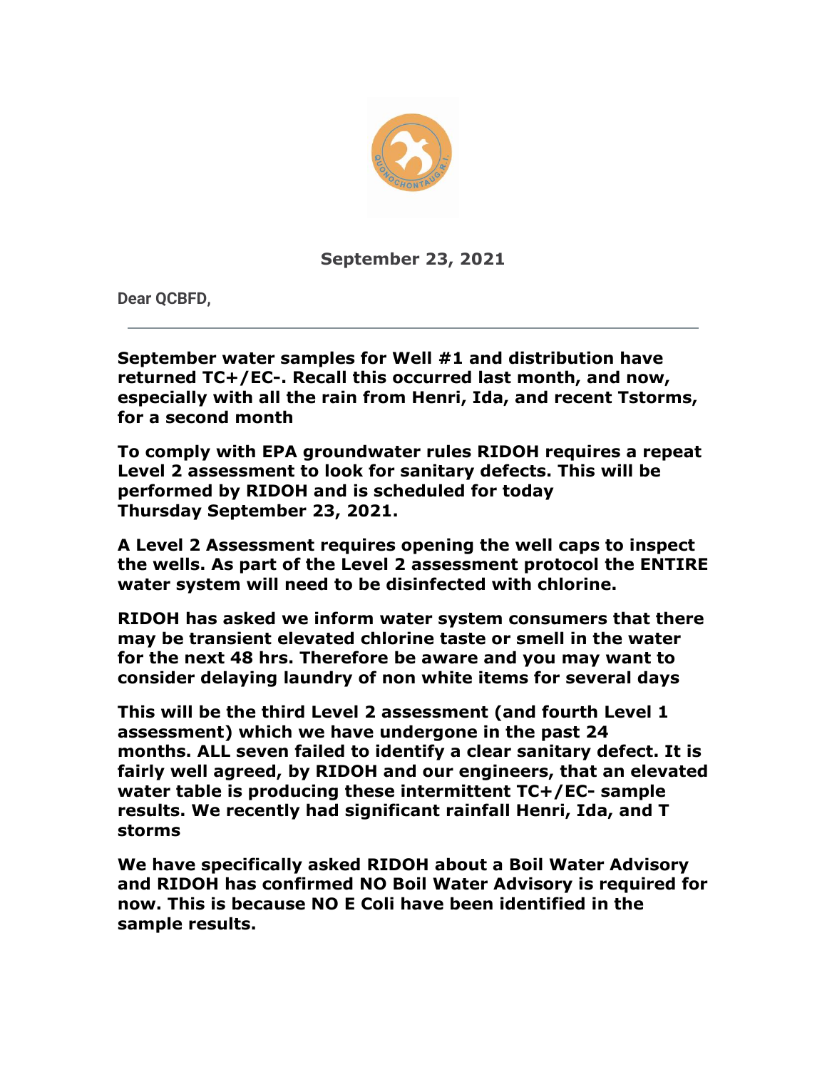**September 23, 2021**

**Dear QCBFD,**

---

**September water samples for Well #1 and distribution have returned TC+/EC-. Recall this occurred last month, and now, especially with all the rain from Henri, Ida, and recent Tstorms, for a second month**

**To comply with EPA groundwater rules RIDOH requires a repeat Level 2 assessment to look for sanitary defects. This will be performed by RIDOH and is scheduled for today Thursday September 23, 2021.**

**A Level 2 Assessment requires opening the well caps to inspect the wells. As part of the Level 2 assessment protocol the ENTIRE water system will need to be disinfected with chlorine.**

**RIDOH has asked we inform water system consumers that there may be transient elevated chlorine taste or smell in the water for the next 48 hrs. Therefore be aware and you may want to consider delaying laundry of non white items for several days**

**This will be the third Level 2 assessment (and fourth Level 1 assessment) which we have undergone in the past 24 months. ALL seven failed to identify a clear sanitary defect. It is fairly well agreed, by RIDOH and our engineers, that an elevated water table is producing these intermittent TC+/EC- sample results. We recently had significant rainfall Henri, Ida, and T storms**

**We have specifically asked RIDOH about a Boil Water Advisory and RIDOH has confirmed NO Boil Water Advisory is required for now. This is because NO E Coli have been identified in the sample results.**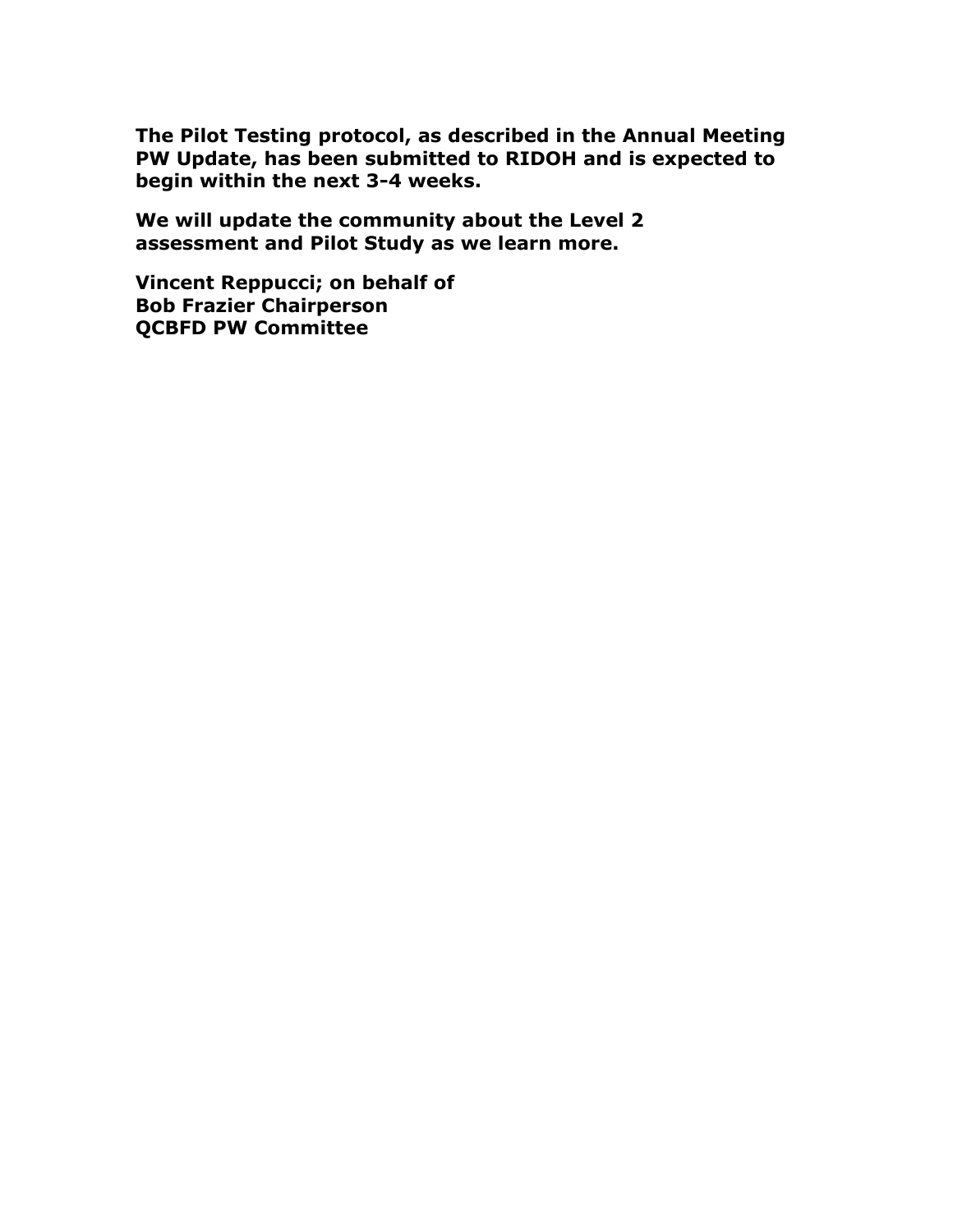**The Pilot Testing protocol, as described in the Annual Meeting PW Update, has been submitted to RIDOH and is expected to begin within the next 3-4 weeks.**

**We will update the community about the Level 2 assessment and Pilot Study as we learn more.**

**Vincent Reppucci; on behalf of**
**Bob Frazier Chairperson**
**QCBFD PW Committee**